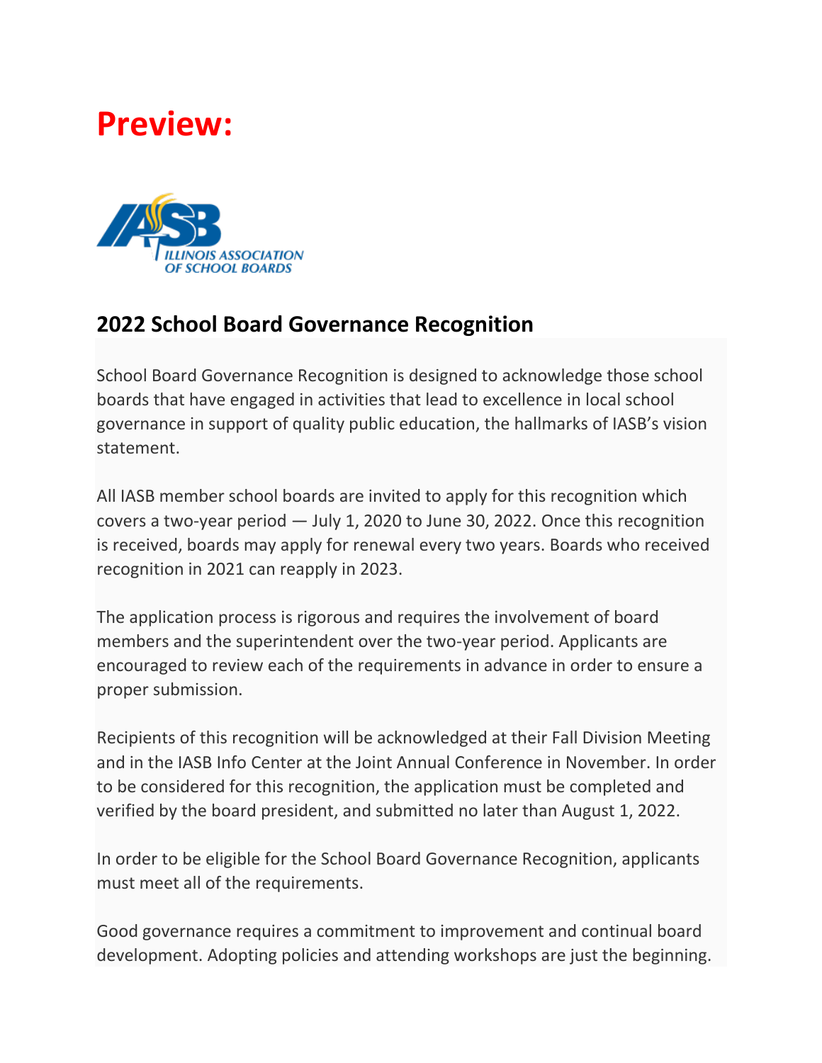# Preview:

ILLINOIS ASSOCIATION OF SCHOOL BOARDS

## 2022 School Board Governance Recognition

School Board Governance Recognition is designed to acknowledge those school boards that have engaged in activities that lead to excellence in local school governance in support of quality public education, the hallmarks of IASB's vision statement.

All IASB member school boards are invited to apply for this recognition which covers a two-year period — July 1, 2020 to June 30, 2022. Once this recognition is received, boards may apply for renewal every two years. Boards who received recognition in 2021 can reapply in 2023.

The application process is rigorous and requires the involvement of board members and the superintendent over the two-year period. Applicants are encouraged to review each of the requirements in advance in order to ensure a proper submission.

Recipients of this recognition will be acknowledged at their Fall Division Meeting and in the IASB Info Center at the Joint Annual Conference in November. In order to be considered for this recognition, the application must be completed and verified by the board president, and submitted no later than August 1, 2022.

In order to be eligible for the School Board Governance Recognition, applicants must meet all of the requirements.

Good governance requires a commitment to improvement and continual board development. Adopting policies and attending workshops are just the beginning.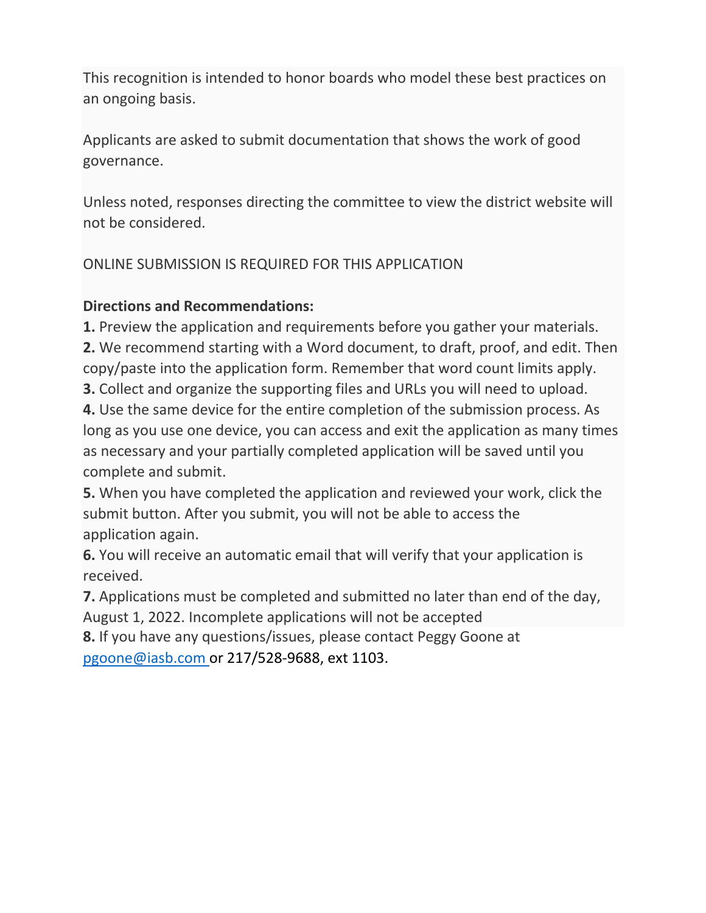This recognition is intended to honor boards who model these best practices on an ongoing basis.

Applicants are asked to submit documentation that shows the work of good governance.

Unless noted, responses directing the committee to view the district website will not be considered.

ONLINE SUBMISSION IS REQUIRED FOR THIS APPLICATION

**Directions and Recommendations:**

**1.** Preview the application and requirements before you gather your materials.
**2.** We recommend starting with a Word document, to draft, proof, and edit. Then copy/paste into the application form. Remember that word count limits apply.
**3.** Collect and organize the supporting files and URLs you will need to upload.
**4.** Use the same device for the entire completion of the submission process. As long as you use one device, you can access and exit the application as many times as necessary and your partially completed application will be saved until you complete and submit.
**5.** When you have completed the application and reviewed your work, click the submit button. After you submit, you will not be able to access the application again.
**6.** You will receive an automatic email that will verify that your application is received.
**7.** Applications must be completed and submitted no later than end of the day, August 1, 2022. Incomplete applications will not be accepted
**8.** If you have any questions/issues, please contact Peggy Goone at pgoone@iasb.com or 217/528-9688, ext 1103.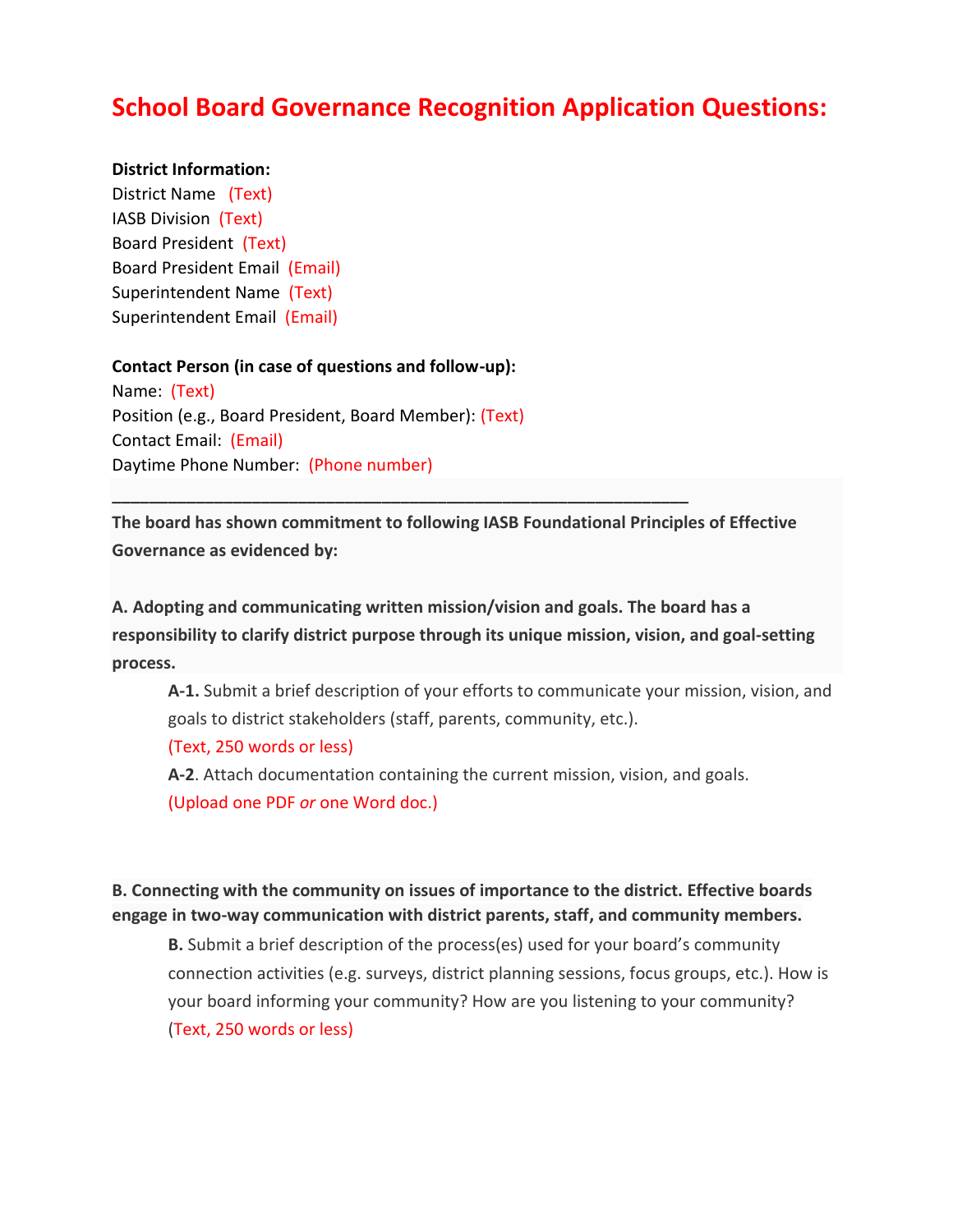# School Board Governance Recognition Application Questions:

**District Information:**

District Name (Text)
IASB Division (Text)
Board President (Text)
Board President Email (Email)
Superintendent Name (Text)
Superintendent Email (Email)

**Contact Person (in case of questions and follow-up):**

Name: (Text)
Position (e.g., Board President, Board Member): (Text)
Contact Email: (Email)
Daytime Phone Number: (Phone number)

---

**The board has shown commitment to following IASB Foundational Principles of Effective Governance as evidenced by:**

**A. Adopting and communicating written mission/vision and goals. The board has a responsibility to clarify district purpose through its unique mission, vision, and goal-setting process.**

> **A-1.** Submit a brief description of your efforts to communicate your mission, vision, and goals to district stakeholders (staff, parents, community, etc.).
> (Text, 250 words or less)
>
> **A-2**. Attach documentation containing the current mission, vision, and goals.
> (Upload one PDF *or* one Word doc.)

**B. Connecting with the community on issues of importance to the district. Effective boards engage in two-way communication with district parents, staff, and community members.**

> **B.** Submit a brief description of the process(es) used for your board's community connection activities (e.g. surveys, district planning sessions, focus groups, etc.). How is your board informing your community? How are you listening to your community?
> (Text, 250 words or less)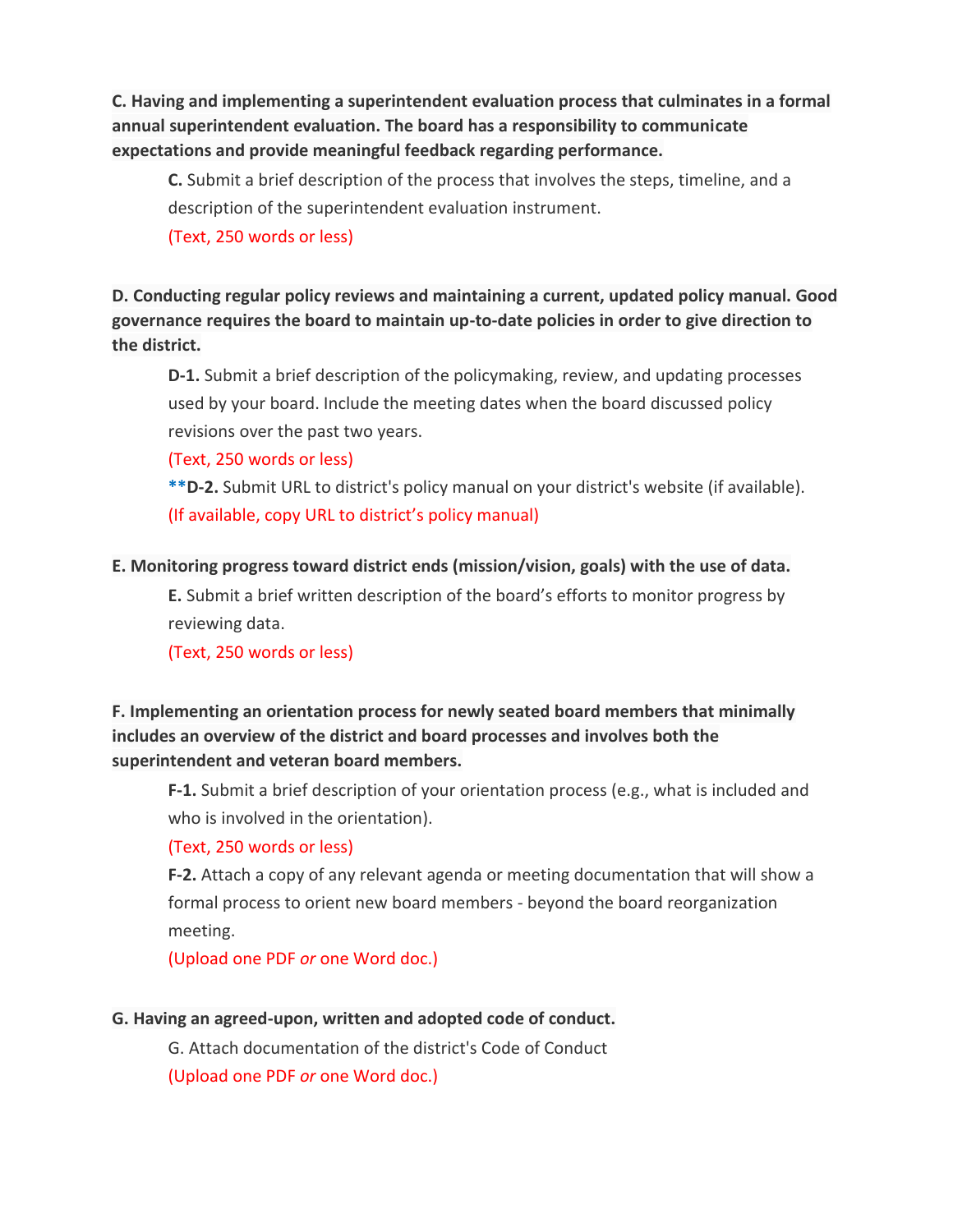**C. Having and implementing a superintendent evaluation process that culminates in a formal annual superintendent evaluation. The board has a responsibility to communicate expectations and provide meaningful feedback regarding performance.**

> **C.** Submit a brief description of the process that involves the steps, timeline, and a description of the superintendent evaluation instrument.
>
> (Text, 250 words or less)

**D. Conducting regular policy reviews and maintaining a current, updated policy manual. Good governance requires the board to maintain up-to-date policies in order to give direction to the district.**

> **D-1.** Submit a brief description of the policymaking, review, and updating processes used by your board. Include the meeting dates when the board discussed policy revisions over the past two years.
>
> (Text, 250 words or less)
>
> ****D-2.** Submit URL to district's policy manual on your district's website (if available).
>
> (If available, copy URL to district's policy manual)

**E. Monitoring progress toward district ends (mission/vision, goals) with the use of data.**

> **E.** Submit a brief written description of the board's efforts to monitor progress by reviewing data.
>
> (Text, 250 words or less)

**F. Implementing an orientation process for newly seated board members that minimally includes an overview of the district and board processes and involves both the superintendent and veteran board members.**

> **F-1.** Submit a brief description of your orientation process (e.g., what is included and who is involved in the orientation).
>
> (Text, 250 words or less)
>
> **F-2.** Attach a copy of any relevant agenda or meeting documentation that will show a formal process to orient new board members - beyond the board reorganization meeting.
>
> (Upload one PDF *or* one Word doc.)

**G. Having an agreed-upon, written and adopted code of conduct.**

> G. Attach documentation of the district's Code of Conduct
>
> (Upload one PDF *or* one Word doc.)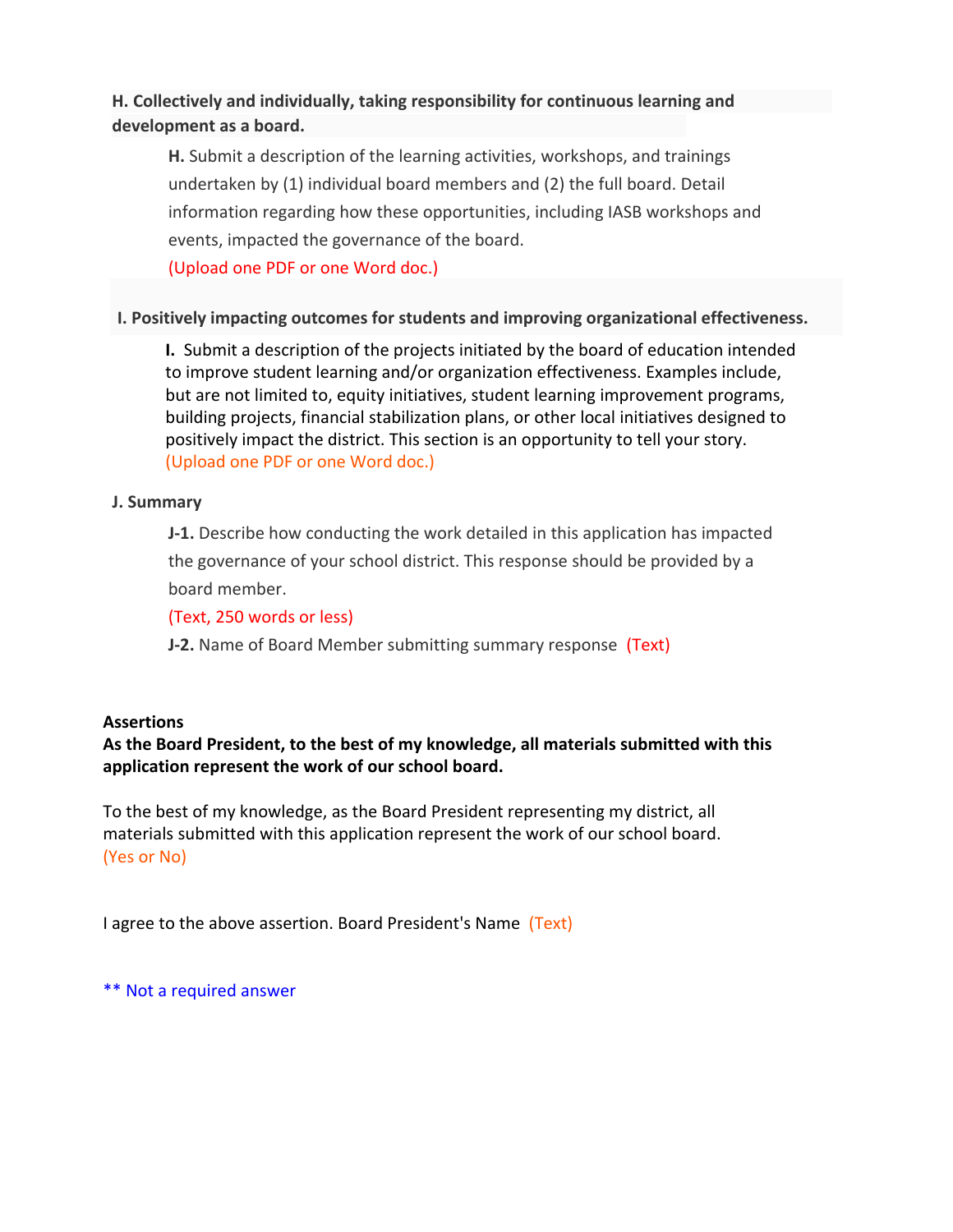**H. Collectively and individually, taking responsibility for continuous learning and development as a board.**

**H.** Submit a description of the learning activities, workshops, and trainings undertaken by (1) individual board members and (2) the full board. Detail information regarding how these opportunities, including IASB workshops and events, impacted the governance of the board.

(Upload one PDF or one Word doc.)

**I. Positively impacting outcomes for students and improving organizational effectiveness.**

**I.** Submit a description of the projects initiated by the board of education intended to improve student learning and/or organization effectiveness. Examples include, but are not limited to, equity initiatives, student learning improvement programs, building projects, financial stabilization plans, or other local initiatives designed to positively impact the district. This section is an opportunity to tell your story.

(Upload one PDF or one Word doc.)

**J. Summary**

**J-1.** Describe how conducting the work detailed in this application has impacted the governance of your school district. This response should be provided by a board member.

(Text, 250 words or less)

**J-2.** Name of Board Member submitting summary response (Text)

**Assertions**

**As the Board President, to the best of my knowledge, all materials submitted with this application represent the work of our school board.**

To the best of my knowledge, as the Board President representing my district, all materials submitted with this application represent the work of our school board.
(Yes or No)

I agree to the above assertion. Board President's Name (Text)

** Not a required answer